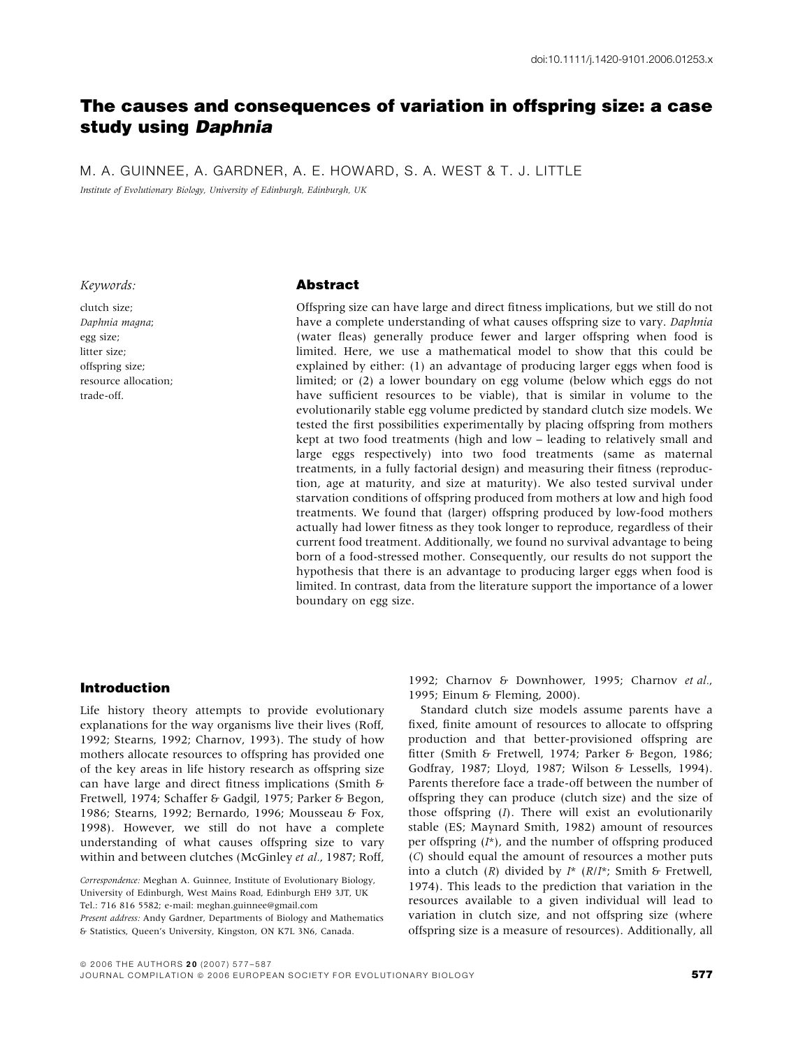doi:10.1111/j.1420-9101.2006.01253.x

# The causes and consequences of variation in offspring size: a case study using *Daphnia*

M. A. GUINNEE, A. GARDNER, A. E. HOWARD, S. A. WEST & T. J. LITTLE

*Institute of Evolutionary Biology, University of Edinburgh, Edinburgh, UK*

*Keywords:*

clutch size;
*Daphnia magna*;
egg size;
litter size;
offspring size;
resource allocation;
trade-off.

## Abstract

Offspring size can have large and direct fitness implications, but we still do not have a complete understanding of what causes offspring size to vary. *Daphnia* (water fleas) generally produce fewer and larger offspring when food is limited. Here, we use a mathematical model to show that this could be explained by either: (1) an advantage of producing larger eggs when food is limited; or (2) a lower boundary on egg volume (below which eggs do not have sufficient resources to be viable), that is similar in volume to the evolutionarily stable egg volume predicted by standard clutch size models. We tested the first possibilities experimentally by placing offspring from mothers kept at two food treatments (high and low – leading to relatively small and large eggs respectively) into two food treatments (same as maternal treatments, in a fully factorial design) and measuring their fitness (reproduction, age at maturity, and size at maturity). We also tested survival under starvation conditions of offspring produced from mothers at low and high food treatments. We found that (larger) offspring produced by low-food mothers actually had lower fitness as they took longer to reproduce, regardless of their current food treatment. Additionally, we found no survival advantage to being born of a food-stressed mother. Consequently, our results do not support the hypothesis that there is an advantage to producing larger eggs when food is limited. In contrast, data from the literature support the importance of a lower boundary on egg size.

## Introduction

Life history theory attempts to provide evolutionary explanations for the way organisms live their lives (Roff, 1992; Stearns, 1992; Charnov, 1993). The study of how mothers allocate resources to offspring has provided one of the key areas in life history research as offspring size can have large and direct fitness implications (Smith & Fretwell, 1974; Schaffer & Gadgil, 1975; Parker & Begon, 1986; Stearns, 1992; Bernardo, 1996; Mousseau & Fox, 1998). However, we still do not have a complete understanding of what causes offspring size to vary within and between clutches (McGinley *et al.*, 1987; Roff, 1992; Charnov & Downhower, 1995; Charnov *et al.*, 1995; Einum & Fleming, 2000).

Standard clutch size models assume parents have a fixed, finite amount of resources to allocate to offspring production and that better-provisioned offspring are fitter (Smith & Fretwell, 1974; Parker & Begon, 1986; Godfray, 1987; Lloyd, 1987; Wilson & Lessells, 1994). Parents therefore face a trade-off between the number of offspring they can produce (clutch size) and the size of those offspring ($I$). There will exist an evolutionarily stable (ES; Maynard Smith, 1982) amount of resources per offspring ($I^*$), and the number of offspring produced ($C$) should equal the amount of resources a mother puts into a clutch ($R$) divided by $I^*$ ($R/I^*$; Smith & Fretwell, 1974). This leads to the prediction that variation in the resources available to a given individual will lead to variation in clutch size, and not offspring size (where offspring size is a measure of resources). Additionally, all

*Correspondence:* Meghan A. Guinnee, Institute of Evolutionary Biology, University of Edinburgh, West Mains Road, Edinburgh EH9 3JT, UK
Tel.: 716 816 5582; e-mail: meghan.guinnee@gmail.com
*Present address:* Andy Gardner, Departments of Biology and Mathematics & Statistics, Queen's University, Kingston, ON K7L 3N6, Canada.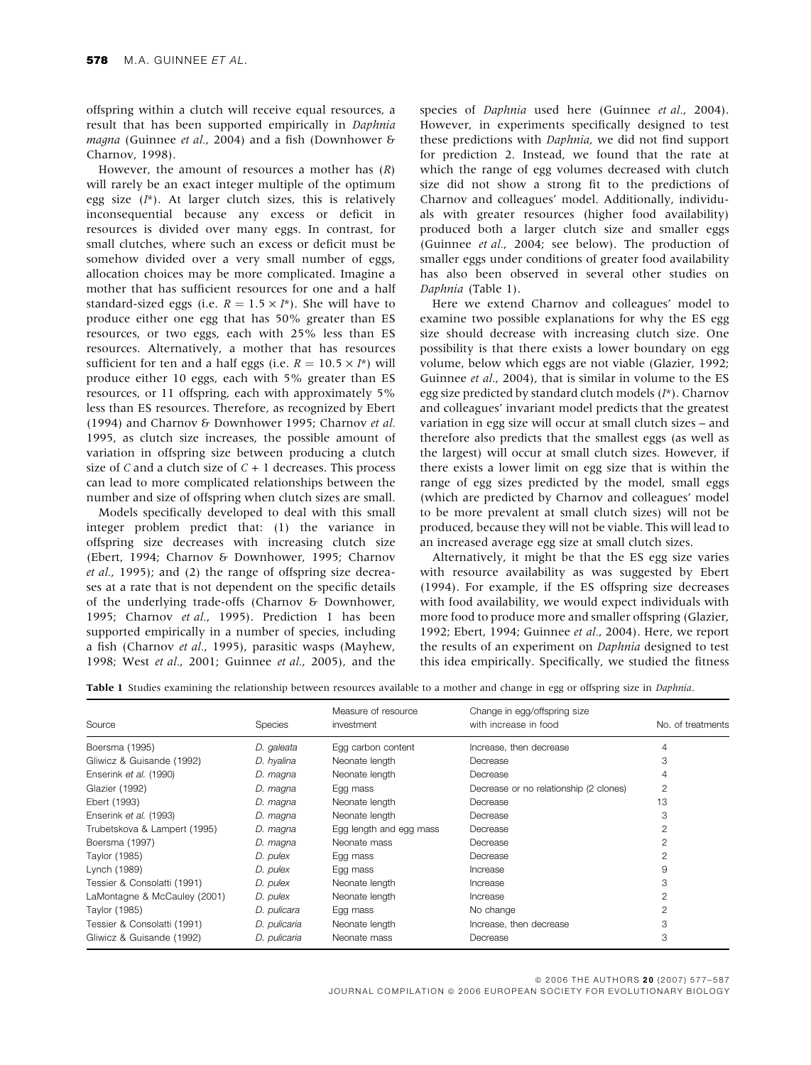offspring within a clutch will receive equal resources, a result that has been supported empirically in *Daphnia magna* (Guinnee *et al.*, 2004) and a fish (Downhower & Charnov, 1998).

However, the amount of resources a mother has ($R$) will rarely be an exact integer multiple of the optimum egg size ($I^*$). At larger clutch sizes, this is relatively inconsequential because any excess or deficit in resources is divided over many eggs. In contrast, for small clutches, where such an excess or deficit must be somehow divided over a very small number of eggs, allocation choices may be more complicated. Imagine a mother that has sufficient resources for one and a half standard-sized eggs (i.e. $R = 1.5 \times I^*$). She will have to produce either one egg that has 50% greater than ES resources, or two eggs, each with 25% less than ES resources. Alternatively, a mother that has resources sufficient for ten and a half eggs (i.e. $R = 10.5 \times I^*$) will produce either 10 eggs, each with 5% greater than ES resources, or 11 offspring, each with approximately 5% less than ES resources. Therefore, as recognized by Ebert (1994) and Charnov & Downhower 1995; Charnov *et al.* 1995, as clutch size increases, the possible amount of variation in offspring size between producing a clutch size of $C$ and a clutch size of $C + 1$ decreases. This process can lead to more complicated relationships between the number and size of offspring when clutch sizes are small.

Models specifically developed to deal with this small integer problem predict that: (1) the variance in offspring size decreases with increasing clutch size (Ebert, 1994; Charnov & Downhower, 1995; Charnov *et al.*, 1995); and (2) the range of offspring size decreases at a rate that is not dependent on the specific details of the underlying trade-offs (Charnov & Downhower, 1995; Charnov *et al.*, 1995). Prediction 1 has been supported empirically in a number of species, including a fish (Charnov *et al.*, 1995), parasitic wasps (Mayhew, 1998; West *et al.*, 2001; Guinnee *et al.*, 2005), and the species of *Daphnia* used here (Guinnee *et al.*, 2004). However, in experiments specifically designed to test these predictions with *Daphnia*, we did not find support for prediction 2. Instead, we found that the rate at which the range of egg volumes decreased with clutch size did not show a strong fit to the predictions of Charnov and colleagues' model. Additionally, individuals with greater resources (higher food availability) produced both a larger clutch size and smaller eggs (Guinnee *et al.*, 2004; see below). The production of smaller eggs under conditions of greater food availability has also been observed in several other studies on *Daphnia* (Table 1).

Here we extend Charnov and colleagues' model to examine two possible explanations for why the ES egg size should decrease with increasing clutch size. One possibility is that there exists a lower boundary on egg volume, below which eggs are not viable (Glazier, 1992; Guinnee *et al.*, 2004), that is similar in volume to the ES egg size predicted by standard clutch models ($I^*$). Charnov and colleagues' invariant model predicts that the greatest variation in egg size will occur at small clutch sizes – and therefore also predicts that the smallest eggs (as well as the largest) will occur at small clutch sizes. However, if there exists a lower limit on egg size that is within the range of egg sizes predicted by the model, small eggs (which are predicted by Charnov and colleagues' model to be more prevalent at small clutch sizes) will not be produced, because they will not be viable. This will lead to an increased average egg size at small clutch sizes.

Alternatively, it might be that the ES egg size varies with resource availability as was suggested by Ebert (1994). For example, if the ES offspring size decreases with food availability, we would expect individuals with more food to produce more and smaller offspring (Glazier, 1992; Ebert, 1994; Guinnee *et al.*, 2004). Here, we report the results of an experiment on *Daphnia* designed to test this idea empirically. Specifically, we studied the fitness

**Table 1** Studies examining the relationship between resources available to a mother and change in egg or offspring size in *Daphnia*.

| Source | Species | Measure of resource investment | Change in egg/offspring size with increase in food | No. of treatments |
|---|---|---|---|---|
| Boersma (1995) | *D. galeata* | Egg carbon content | Increase, then decrease | 4 |
| Gliwicz & Guisande (1992) | *D. hyalina* | Neonate length | Decrease | 3 |
| Enserink *et al.* (1990) | *D. magna* | Neonate length | Decrease | 4 |
| Glazier (1992) | *D. magna* | Egg mass | Decrease or no relationship (2 clones) | 2 |
| Ebert (1993) | *D. magna* | Neonate length | Decrease | 13 |
| Enserink *et al.* (1993) | *D. magna* | Neonate length | Decrease | 3 |
| Trubetskova & Lampert (1995) | *D. magna* | Egg length and egg mass | Decrease | 2 |
| Boersma (1997) | *D. magna* | Neonate mass | Decrease | 2 |
| Taylor (1985) | *D. pulex* | Egg mass | Decrease | 2 |
| Lynch (1989) | *D. pulex* | Egg mass | Increase | 9 |
| Tessier & Consolatti (1991) | *D. pulex* | Neonate length | Increase | 3 |
| LaMontagne & McCauley (2001) | *D. pulex* | Neonate length | Increase | 2 |
| Taylor (1985) | *D. pulicara* | Egg mass | No change | 2 |
| Tessier & Consolatti (1991) | *D. pulicaria* | Neonate length | Increase, then decrease | 3 |
| Gliwicz & Guisande (1992) | *D. pulicaria* | Neonate mass | Decrease | 3 |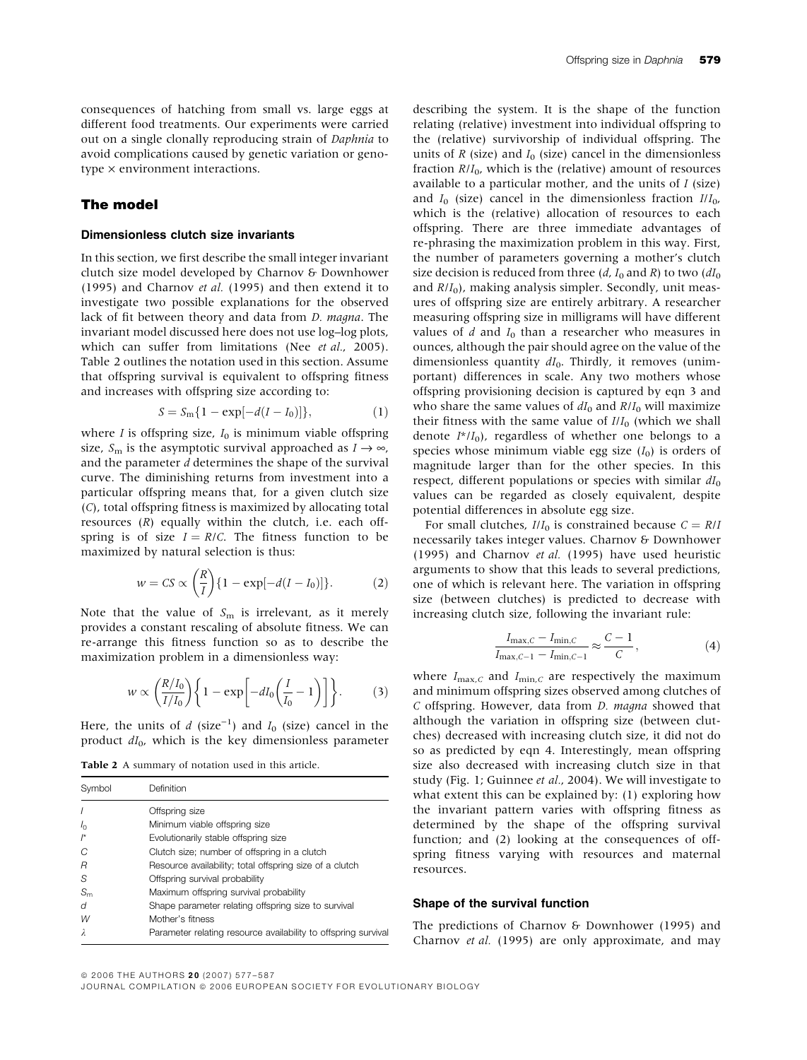consequences of hatching from small vs. large eggs at different food treatments. Our experiments were carried out on a single clonally reproducing strain of *Daphnia* to avoid complications caused by genetic variation or genotype × environment interactions.

## The model

### Dimensionless clutch size invariants

In this section, we first describe the small integer invariant clutch size model developed by Charnov & Downhower (1995) and Charnov *et al.* (1995) and then extend it to investigate two possible explanations for the observed lack of fit between theory and data from *D. magna*. The invariant model discussed here does not use log–log plots, which can suffer from limitations (Nee *et al.*, 2005). Table 2 outlines the notation used in this section. Assume that offspring survival is equivalent to offspring fitness and increases with offspring size according to:

$$S = S_m\{1 - \exp[-d(I - I_0)]\}, \tag{1}$$

where $I$ is offspring size, $I_0$ is minimum viable offspring size, $S_m$ is the asymptotic survival approached as $I \to \infty$, and the parameter $d$ determines the shape of the survival curve. The diminishing returns from investment into a particular offspring means that, for a given clutch size ($C$), total offspring fitness is maximized by allocating total resources ($R$) equally within the clutch, i.e. each offspring is of size $I = R/C$. The fitness function to be maximized by natural selection is thus:

$$w = CS \propto \left(\frac{R}{I}\right)\{1 - \exp[-d(I - I_0)]\}. \tag{2}$$

Note that the value of $S_m$ is irrelevant, as it merely provides a constant rescaling of absolute fitness. We can re-arrange this fitness function so as to describe the maximization problem in a dimensionless way:

$$w \propto \left(\frac{R/I_0}{I/I_0}\right)\left\{1 - \exp\left[-dI_0\left(\frac{I}{I_0} - 1\right)\right]\right\}. \tag{3}$$

Here, the units of $d$ (size$^{-1}$) and $I_0$ (size) cancel in the product $dI_0$, which is the key dimensionless parameter describing the system. It is the shape of the function relating (relative) investment into individual offspring to the (relative) survivorship of individual offspring. The units of $R$ (size) and $I_0$ (size) cancel in the dimensionless fraction $R/I_0$, which is the (relative) amount of resources available to a particular mother, and the units of $I$ (size) and $I_0$ (size) cancel in the dimensionless fraction $I/I_0$, which is the (relative) allocation of resources to each offspring. There are three immediate advantages of re-phrasing the maximization problem in this way. First, the number of parameters governing a mother's clutch size decision is reduced from three ($d$, $I_0$ and $R$) to two ($dI_0$ and $R/I_0$), making analysis simpler. Secondly, unit measures of offspring size are entirely arbitrary. A researcher measuring offspring size in milligrams will have different values of $d$ and $I_0$ than a researcher who measures in ounces, although the pair should agree on the value of the dimensionless quantity $dI_0$. Thirdly, it removes (unimportant) differences in scale. Any two mothers whose offspring provisioning decision is captured by eqn 3 and who share the same values of $dI_0$ and $R/I_0$ will maximize their fitness with the same value of $I/I_0$ (which we shall denote $I^*/I_0$), regardless of whether one belongs to a species whose minimum viable egg size ($I_0$) is orders of magnitude larger than for the other species. In this respect, different populations or species with similar $dI_0$ values can be regarded as closely equivalent, despite potential differences in absolute egg size.

For small clutches, $I/I_0$ is constrained because $C = R/I$ necessarily takes integer values. Charnov & Downhower (1995) and Charnov *et al.* (1995) have used heuristic arguments to show that this leads to several predictions, one of which is relevant here. The variation in offspring size (between clutches) is predicted to decrease with increasing clutch size, following the invariant rule:

$$\frac{I_{\max,C} - I_{\min,C}}{I_{\max,C-1} - I_{\min,C-1}} \approx \frac{C-1}{C}, \tag{4}$$

where $I_{\max,C}$ and $I_{\min,C}$ are respectively the maximum and minimum offspring sizes observed among clutches of $C$ offspring. However, data from *D. magna* showed that although the variation in offspring size (between clutches) decreased with increasing clutch size, it did not do so as predicted by eqn 4. Interestingly, mean offspring size also decreased with increasing clutch size in that study (Fig. 1; Guinnee *et al.*, 2004). We will investigate to what extent this can be explained by: (1) exploring how the invariant pattern varies with offspring fitness as determined by the shape of the offspring survival function; and (2) looking at the consequences of offspring fitness varying with resources and maternal resources.

**Table 2** A summary of notation used in this article.

| Symbol | Definition |
|---|---|
| $I$ | Offspring size |
| $I_0$ | Minimum viable offspring size |
| $I^*$ | Evolutionarily stable offspring size |
| $C$ | Clutch size; number of offspring in a clutch |
| $R$ | Resource availability; total offspring size of a clutch |
| $S$ | Offspring survival probability |
| $S_m$ | Maximum offspring survival probability |
| $d$ | Shape parameter relating offspring size to survival |
| $W$ | Mother's fitness |
| $\lambda$ | Parameter relating resource availability to offspring survival |

### Shape of the survival function

The predictions of Charnov & Downhower (1995) and Charnov *et al.* (1995) are only approximate, and may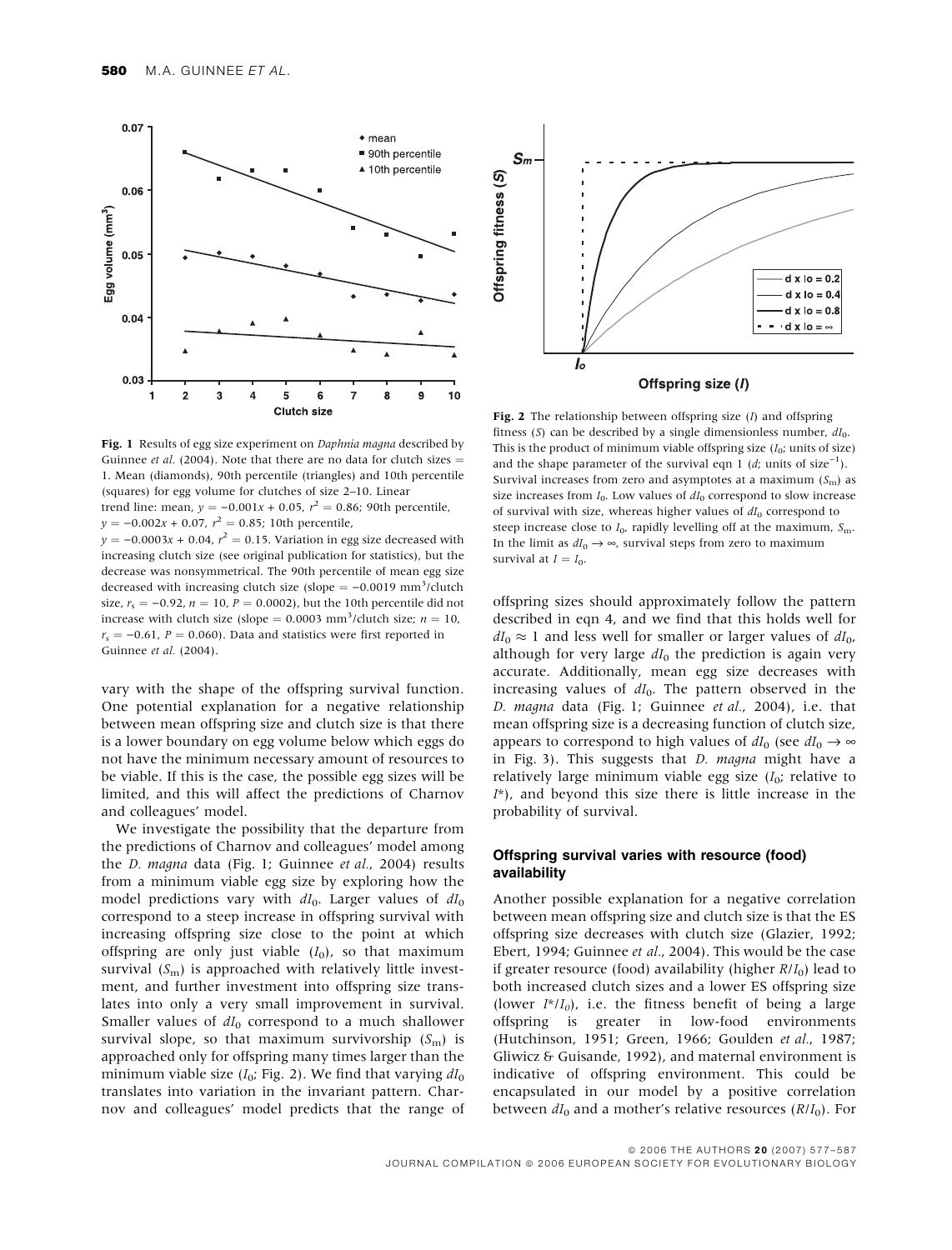**Fig. 1** Results of egg size experiment on *Daphnia magna* described by Guinnee *et al.* (2004). Note that there are no data for clutch sizes = 1. Mean (diamonds), 90th percentile (triangles) and 10th percentile (squares) for egg volume for clutches of size 2–10. Linear trend line: mean, $y = -0.001x + 0.05$, $r^2 = 0.86$; 90th percentile, $y = -0.002x + 0.07$, $r^2 = 0.85$; 10th percentile, $y = -0.0003x + 0.04$, $r^2 = 0.15$. Variation in egg size decreased with increasing clutch size (see original publication for statistics), but the decrease was nonsymmetrical. The 90th percentile of mean egg size decreased with increasing clutch size (slope = $-0.0019$ mm$^3$/clutch size, $r_s = -0.92$, $n = 10$, $P = 0.0002$), but the 10th percentile did not increase with clutch size (slope = $0.0003$ mm$^3$/clutch size; $n = 10$, $r_s = -0.61$, $P = 0.060$). Data and statistics were first reported in Guinnee *et al.* (2004).

**Fig. 2** The relationship between offspring size ($I$) and offspring fitness ($S$) can be described by a single dimensionless number, $dI_0$. This is the product of minimum viable offspring size ($I_0$; units of size) and the shape parameter of the survival eqn 1 ($d$; units of size$^{-1}$). Survival increases from zero and asymptotes at a maximum ($S_m$) as size increases from $I_0$. Low values of $dI_0$ correspond to slow increase of survival with size, whereas higher values of $dI_0$ correspond to steep increase close to $I_0$, rapidly levelling off at the maximum, $S_m$. In the limit as $dI_0 \rightarrow \infty$, survival steps from zero to maximum survival at $I = I_0$.

vary with the shape of the offspring survival function. One potential explanation for a negative relationship between mean offspring size and clutch size is that there is a lower boundary on egg volume below which eggs do not have the minimum necessary amount of resources to be viable. If this is the case, the possible egg sizes will be limited, and this will affect the predictions of Charnov and colleagues' model.

We investigate the possibility that the departure from the predictions of Charnov and colleagues' model among the *D. magna* data (Fig. 1; Guinnee *et al.*, 2004) results from a minimum viable egg size by exploring how the model predictions vary with $dI_0$. Larger values of $dI_0$ correspond to a steep increase in offspring survival with increasing offspring size close to the point at which offspring are only just viable ($I_0$), so that maximum survival ($S_m$) is approached with relatively little investment, and further investment into offspring size translates into only a very small improvement in survival. Smaller values of $dI_0$ correspond to a much shallower survival slope, so that maximum survivorship ($S_m$) is approached only for offspring many times larger than the minimum viable size ($I_0$; Fig. 2). We find that varying $dI_0$ translates into variation in the invariant pattern. Charnov and colleagues' model predicts that the range of offspring sizes should approximately follow the pattern described in eqn 4, and we find that this holds well for $dI_0 \approx 1$ and less well for smaller or larger values of $dI_0$, although for very large $dI_0$ the prediction is again very accurate. Additionally, mean egg size decreases with increasing values of $dI_0$. The pattern observed in the *D. magna* data (Fig. 1; Guinnee *et al.*, 2004), i.e. that mean offspring size is a decreasing function of clutch size, appears to correspond to high values of $dI_0$ (see $dI_0 \rightarrow \infty$ in Fig. 3). This suggests that *D. magna* might have a relatively large minimum viable egg size ($I_0$; relative to $I^*$), and beyond this size there is little increase in the probability of survival.

### Offspring survival varies with resource (food) availability

Another possible explanation for a negative correlation between mean offspring size and clutch size is that the ES offspring size decreases with clutch size (Glazier, 1992; Ebert, 1994; Guinnee *et al.*, 2004). This would be the case if greater resource (food) availability (higher $R/I_0$) lead to both increased clutch sizes and a lower ES offspring size (lower $I^*/I_0$), i.e. the fitness benefit of being a large offspring is greater in low-food environments (Hutchinson, 1951; Green, 1966; Goulden *et al.*, 1987; Gliwicz & Guisande, 1992), and maternal environment is indicative of offspring environment. This could be encapsulated in our model by a positive correlation between $dI_0$ and a mother's relative resources ($R/I_0$). For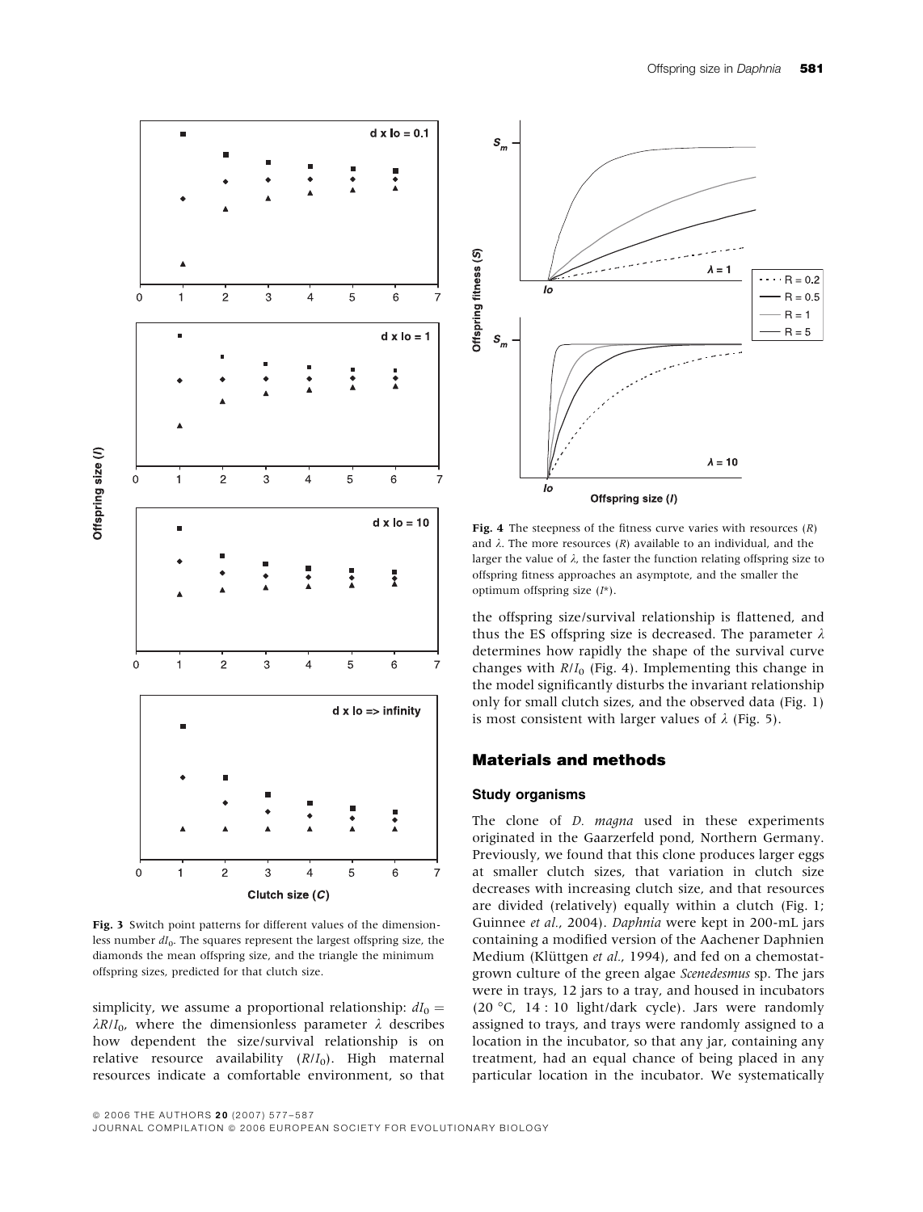Fig. 3 Switch point patterns for different values of the dimensionless number $dI_0$. The squares represent the largest offspring size, the diamonds the mean offspring size, and the triangle the minimum offspring sizes, predicted for that clutch size.

simplicity, we assume a proportional relationship: $dI_0 = \lambda R/I_0$, where the dimensionless parameter $\lambda$ describes how dependent the size/survival relationship is on relative resource availability ($R/I_0$). High maternal resources indicate a comfortable environment, so that the offspring size/survival relationship is flattened, and thus the ES offspring size is decreased. The parameter $\lambda$ determines how rapidly the shape of the survival curve changes with $R/I_0$ (Fig. 4). Implementing this change in the model significantly disturbs the invariant relationship only for small clutch sizes, and the observed data (Fig. 1) is most consistent with larger values of $\lambda$ (Fig. 5).

Fig. 4 The steepness of the fitness curve varies with resources ($R$) and $\lambda$. The more resources ($R$) available to an individual, and the larger the value of $\lambda$, the faster the function relating offspring size to offspring fitness approaches an asymptote, and the smaller the optimum offspring size ($I^*$).

## Materials and methods

### Study organisms

The clone of *D. magna* used in these experiments originated in the Gaarzerfeld pond, Northern Germany. Previously, we found that this clone produces larger eggs at smaller clutch sizes, that variation in clutch size decreases with increasing clutch size, and that resources are divided (relatively) equally within a clutch (Fig. 1; Guinnee *et al.*, 2004). *Daphnia* were kept in 200-mL jars containing a modified version of the Aachener Daphnien Medium (Klüttgen *et al.*, 1994), and fed on a chemostat-grown culture of the green algae *Scenedesmus* sp. The jars were in trays, 12 jars to a tray, and housed in incubators (20 °C, 14 : 10 light/dark cycle). Jars were randomly assigned to trays, and trays were randomly assigned to a location in the incubator, so that any jar, containing any treatment, had an equal chance of being placed in any particular location in the incubator. We systematically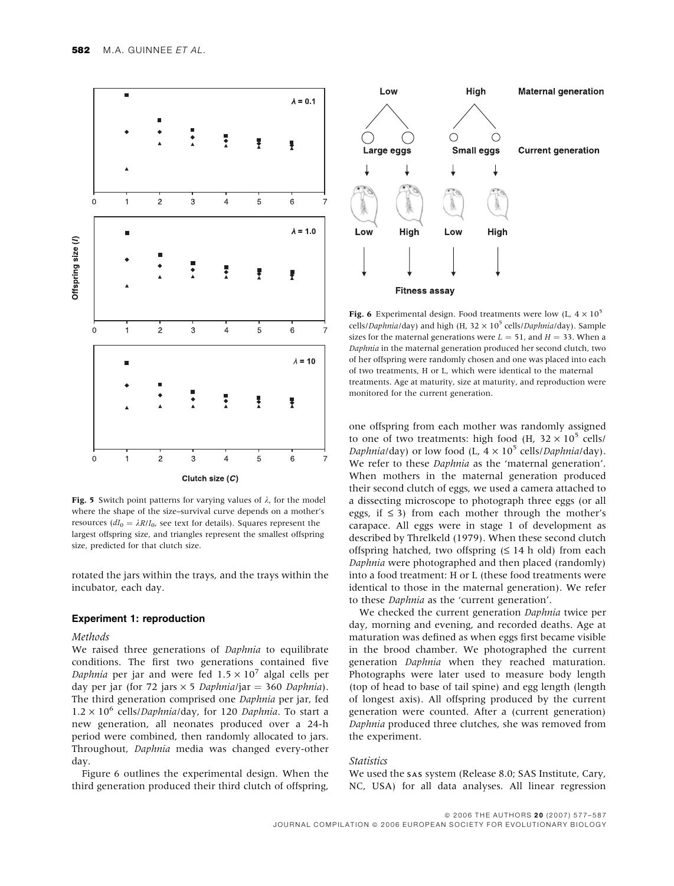**Fig. 5** Switch point patterns for varying values of $\lambda$, for the model where the shape of the size–survival curve depends on a mother's resources ($dI_0 = \lambda R/I_0$, see text for details). Squares represent the largest offspring size, and triangles represent the smallest offspring size, predicted for that clutch size.

rotated the jars within the trays, and the trays within the incubator, each day.

**Fig. 6** Experimental design. Food treatments were low (L, $4 \times 10^5$ cells/*Daphnia*/day) and high (H, $32 \times 10^5$ cells/*Daphnia*/day). Sample sizes for the maternal generations were $L = 51$, and $H = 33$. When a *Daphnia* in the maternal generation produced her second clutch, two of her offspring were randomly chosen and one was placed into each of two treatments, H or L, which were identical to the maternal treatments. Age at maturity, size at maturity, and reproduction were monitored for the current generation.

### Experiment 1: reproduction

#### *Methods*

We raised three generations of *Daphnia* to equilibrate conditions. The first two generations contained five *Daphnia* per jar and were fed $1.5 \times 10^7$ algal cells per day per jar (for 72 jars × 5 *Daphnia*/jar = 360 *Daphnia*). The third generation comprised one *Daphnia* per jar, fed $1.2 \times 10^6$ cells/*Daphnia*/day, for 120 *Daphnia*. To start a new generation, all neonates produced over a 24-h period were combined, then randomly allocated to jars. Throughout, *Daphnia* media was changed every-other day.

Figure 6 outlines the experimental design. When the third generation produced their third clutch of offspring, one offspring from each mother was randomly assigned to one of two treatments: high food (H, $32 \times 10^5$ cells/*Daphnia*/day) or low food (L, $4 \times 10^5$ cells/*Daphnia*/day). We refer to these *Daphnia* as the 'maternal generation'. When mothers in the maternal generation produced their second clutch of eggs, we used a camera attached to a dissecting microscope to photograph three eggs (or all eggs, if $\leq 3$) from each mother through the mother's carapace. All eggs were in stage 1 of development as described by Threlkeld (1979). When these second clutch offspring hatched, two offspring ($\leq 14$ h old) from each *Daphnia* were photographed and then placed (randomly) into a food treatment: H or L (these food treatments were identical to those in the maternal generation). We refer to these *Daphnia* as the 'current generation'.

We checked the current generation *Daphnia* twice per day, morning and evening, and recorded deaths. Age at maturation was defined as when eggs first became visible in the brood chamber. We photographed the current generation *Daphnia* when they reached maturation. Photographs were later used to measure body length (top of head to base of tail spine) and egg length (length of longest axis). All offspring produced by the current generation were counted. After a (current generation) *Daphnia* produced three clutches, she was removed from the experiment.

#### *Statistics*

We used the SAS system (Release 8.0; SAS Institute, Cary, NC, USA) for all data analyses. All linear regression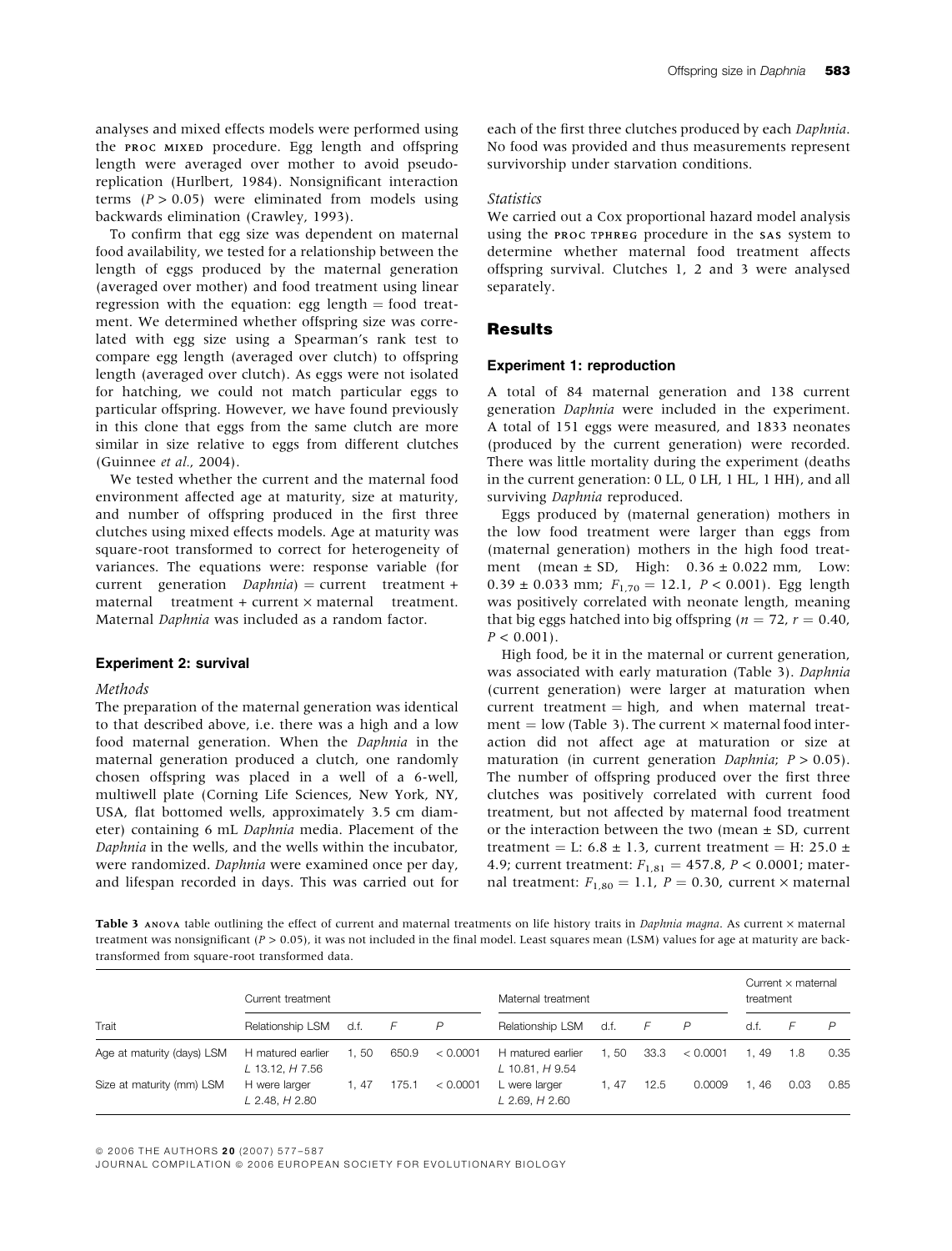analyses and mixed effects models were performed using the PROC MIXED procedure. Egg length and offspring length were averaged over mother to avoid pseudoreplication (Hurlbert, 1984). Nonsignificant interaction terms ($P > 0.05$) were eliminated from models using backwards elimination (Crawley, 1993).

To confirm that egg size was dependent on maternal food availability, we tested for a relationship between the length of eggs produced by the maternal generation (averaged over mother) and food treatment using linear regression with the equation: egg length = food treatment. We determined whether offspring size was correlated with egg size using a Spearman's rank test to compare egg length (averaged over clutch) to offspring length (averaged over clutch). As eggs were not isolated for hatching, we could not match particular eggs to particular offspring. However, we have found previously in this clone that eggs from the same clutch are more similar in size relative to eggs from different clutches (Guinnee *et al.*, 2004).

We tested whether the current and the maternal food environment affected age at maturity, size at maturity, and number of offspring produced in the first three clutches using mixed effects models. Age at maturity was square-root transformed to correct for heterogeneity of variances. The equations were: response variable (for current generation *Daphnia*) = current treatment + maternal treatment + current × maternal treatment. Maternal *Daphnia* was included as a random factor.

### Experiment 2: survival

*Methods*

The preparation of the maternal generation was identical to that described above, i.e. there was a high and a low food maternal generation. When the *Daphnia* in the maternal generation produced a clutch, one randomly chosen offspring was placed in a well of a 6-well, multiwell plate (Corning Life Sciences, New York, NY, USA, flat bottomed wells, approximately 3.5 cm diameter) containing 6 mL *Daphnia* media. Placement of the *Daphnia* in the wells, and the wells within the incubator, were randomized. *Daphnia* were examined once per day, and lifespan recorded in days. This was carried out for each of the first three clutches produced by each *Daphnia*. No food was provided and thus measurements represent survivorship under starvation conditions.

*Statistics*

We carried out a Cox proportional hazard model analysis using the PROC TPHREG procedure in the SAS system to determine whether maternal food treatment affects offspring survival. Clutches 1, 2 and 3 were analysed separately.

## Results

### Experiment 1: reproduction

A total of 84 maternal generation and 138 current generation *Daphnia* were included in the experiment. A total of 151 eggs were measured, and 1833 neonates (produced by the current generation) were recorded. There was little mortality during the experiment (deaths in the current generation: 0 LL, 0 LH, 1 HL, 1 HH), and all surviving *Daphnia* reproduced.

Eggs produced by (maternal generation) mothers in the low food treatment were larger than eggs from (maternal generation) mothers in the high food treatment (mean ± SD, High: 0.36 ± 0.022 mm, Low: 0.39 ± 0.033 mm; $F_{1,70} = 12.1$, $P < 0.001$). Egg length was positively correlated with neonate length, meaning that big eggs hatched into big offspring ($n = 72$, $r = 0.40$, $P < 0.001$).

High food, be it in the maternal or current generation, was associated with early maturation (Table 3). *Daphnia* (current generation) were larger at maturation when current treatment = high, and when maternal treatment = low (Table 3). The current × maternal food interaction did not affect age at maturation or size at maturation (in current generation *Daphnia*; $P > 0.05$). The number of offspring produced over the first three clutches was positively correlated with current food treatment, but not affected by maternal food treatment or the interaction between the two (mean ± SD, current treatment = L: 6.8 ± 1.3, current treatment = H: 25.0 ± 4.9; current treatment: $F_{1,81} = 457.8$, $P < 0.0001$; maternal treatment: $F_{1,80} = 1.1$, $P = 0.30$, current × maternal

**Table 3** ANOVA table outlining the effect of current and maternal treatments on life history traits in *Daphnia magna*. As current × maternal treatment was nonsignificant ($P > 0.05$), it was not included in the final model. Least squares mean (LSM) values for age at maturity are back-transformed from square-root transformed data.

| | Current treatment | | | | Maternal treatment | | | | Current × maternal treatment | | |
|---|---|---|---|---|---|---|---|---|---|---|---|
| Trait | Relationship LSM | d.f. | *F* | *P* | Relationship LSM | d.f. | *F* | *P* | d.f. | *F* | *P* |
| Age at maturity (days) LSM | H matured earlier *L* 13.12, *H* 7.56 | 1, 50 | 650.9 | < 0.0001 | H matured earlier *L* 10.81, *H* 9.54 | 1, 50 | 33.3 | < 0.0001 | 1, 49 | 1.8 | 0.35 |
| Size at maturity (mm) LSM | H were larger *L* 2.48, *H* 2.80 | 1, 47 | 175.1 | < 0.0001 | L were larger *L* 2.69, *H* 2.60 | 1, 47 | 12.5 | 0.0009 | 1, 46 | 0.03 | 0.85 |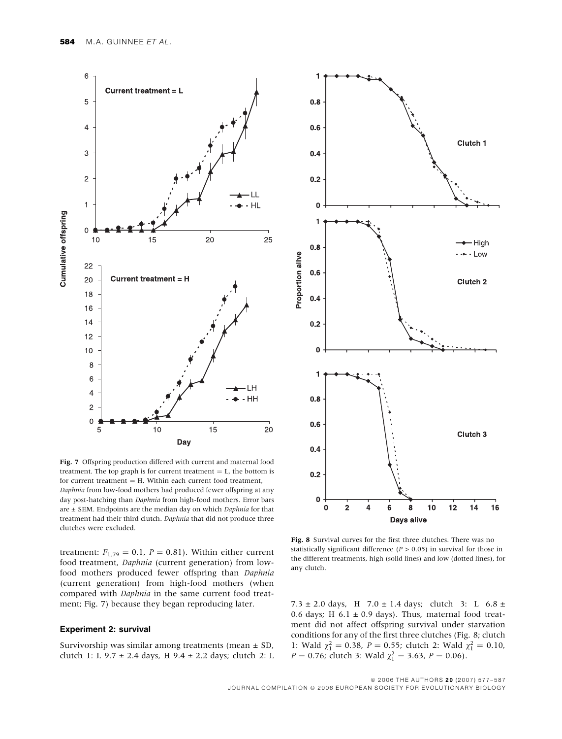Fig. 7 Offspring production differed with current and maternal food treatment. The top graph is for current treatment = L, the bottom is for current treatment = H. Within each current food treatment, *Daphnia* from low-food mothers had produced fewer offspring at any day post-hatching than *Daphnia* from high-food mothers. Error bars are ± SEM. Endpoints are the median day on which *Daphnia* for that treatment had their third clutch. *Daphnia* that did not produce three clutches were excluded.

Fig. 8 Survival curves for the first three clutches. There was no statistically significant difference ($P > 0.05$) in survival for those in the different treatments, high (solid lines) and low (dotted lines), for any clutch.

treatment: $F_{1,79} = 0.1$, $P = 0.81$). Within either current food treatment, *Daphnia* (current generation) from low-food mothers produced fewer offspring than *Daphnia* (current generation) from high-food mothers (when compared with *Daphnia* in the same current food treatment; Fig. 7) because they began reproducing later.

### Experiment 2: survival

Survivorship was similar among treatments (mean ± SD, clutch 1: L 9.7 ± 2.4 days, H 9.4 ± 2.2 days; clutch 2: L 7.3 ± 2.0 days, H 7.0 ± 1.4 days; clutch 3: L 6.8 ± 0.6 days; H 6.1 ± 0.9 days). Thus, maternal food treatment did not affect offspring survival under starvation conditions for any of the first three clutches (Fig. 8; clutch 1: Wald $\chi^2_1 = 0.38$, $P = 0.55$; clutch 2: Wald $\chi^2_1 = 0.10$, $P = 0.76$; clutch 3: Wald $\chi^2_1 = 3.63$, $P = 0.06$).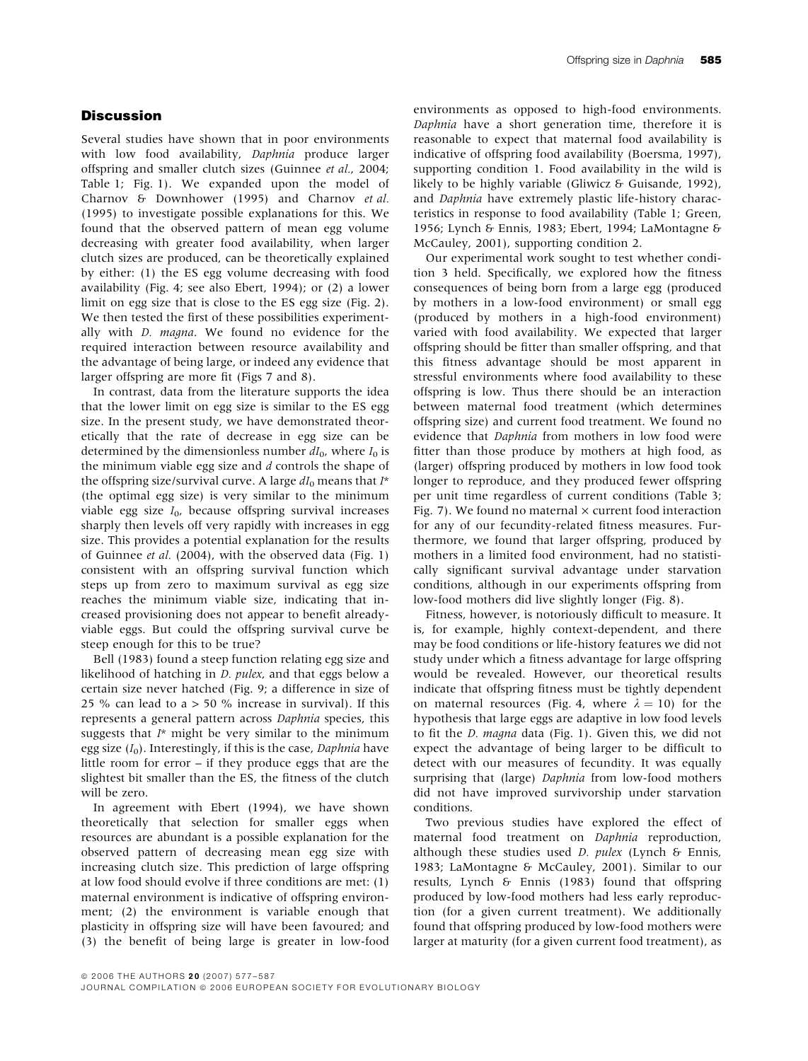## Discussion

Several studies have shown that in poor environments with low food availability, *Daphnia* produce larger offspring and smaller clutch sizes (Guinnee *et al.*, 2004; Table 1; Fig. 1). We expanded upon the model of Charnov & Downhower (1995) and Charnov *et al.* (1995) to investigate possible explanations for this. We found that the observed pattern of mean egg volume decreasing with greater food availability, when larger clutch sizes are produced, can be theoretically explained by either: (1) the ES egg volume decreasing with food availability (Fig. 4; see also Ebert, 1994); or (2) a lower limit on egg size that is close to the ES egg size (Fig. 2). We then tested the first of these possibilities experimentally with *D. magna*. We found no evidence for the required interaction between resource availability and the advantage of being large, or indeed any evidence that larger offspring are more fit (Figs 7 and 8).

In contrast, data from the literature supports the idea that the lower limit on egg size is similar to the ES egg size. In the present study, we have demonstrated theoretically that the rate of decrease in egg size can be determined by the dimensionless number $dI_0$, where $I_0$ is the minimum viable egg size and $d$ controls the shape of the offspring size/survival curve. A large $dI_0$ means that $I^*$ (the optimal egg size) is very similar to the minimum viable egg size $I_0$, because offspring survival increases sharply then levels off very rapidly with increases in egg size. This provides a potential explanation for the results of Guinnee *et al.* (2004), with the observed data (Fig. 1) consistent with an offspring survival function which steps up from zero to maximum survival as egg size reaches the minimum viable size, indicating that increased provisioning does not appear to benefit already-viable eggs. But could the offspring survival curve be steep enough for this to be true?

Bell (1983) found a steep function relating egg size and likelihood of hatching in *D. pulex*, and that eggs below a certain size never hatched (Fig. 9; a difference in size of 25 % can lead to a > 50 % increase in survival). If this represents a general pattern across *Daphnia* species, this suggests that $I^*$ might be very similar to the minimum egg size ($I_0$). Interestingly, if this is the case, *Daphnia* have little room for error – if they produce eggs that are the slightest bit smaller than the ES, the fitness of the clutch will be zero.

In agreement with Ebert (1994), we have shown theoretically that selection for smaller eggs when resources are abundant is a possible explanation for the observed pattern of decreasing mean egg size with increasing clutch size. This prediction of large offspring at low food should evolve if three conditions are met: (1) maternal environment is indicative of offspring environment; (2) the environment is variable enough that plasticity in offspring size will have been favoured; and (3) the benefit of being large is greater in low-food environments as opposed to high-food environments. *Daphnia* have a short generation time, therefore it is reasonable to expect that maternal food availability is indicative of offspring food availability (Boersma, 1997), supporting condition 1. Food availability in the wild is likely to be highly variable (Gliwicz & Guisande, 1992), and *Daphnia* have extremely plastic life-history characteristics in response to food availability (Table 1; Green, 1956; Lynch & Ennis, 1983; Ebert, 1994; LaMontagne & McCauley, 2001), supporting condition 2.

Our experimental work sought to test whether condition 3 held. Specifically, we explored how the fitness consequences of being born from a large egg (produced by mothers in a low-food environment) or small egg (produced by mothers in a high-food environment) varied with food availability. We expected that larger offspring should be fitter than smaller offspring, and that this fitness advantage should be most apparent in stressful environments where food availability to these offspring is low. Thus there should be an interaction between maternal food treatment (which determines offspring size) and current food treatment. We found no evidence that *Daphnia* from mothers in low food were fitter than those produce by mothers at high food, as (larger) offspring produced by mothers in low food took longer to reproduce, and they produced fewer offspring per unit time regardless of current conditions (Table 3; Fig. 7). We found no maternal × current food interaction for any of our fecundity-related fitness measures. Furthermore, we found that larger offspring, produced by mothers in a limited food environment, had no statistically significant survival advantage under starvation conditions, although in our experiments offspring from low-food mothers did live slightly longer (Fig. 8).

Fitness, however, is notoriously difficult to measure. It is, for example, highly context-dependent, and there may be food conditions or life-history features we did not study under which a fitness advantage for large offspring would be revealed. However, our theoretical results indicate that offspring fitness must be tightly dependent on maternal resources (Fig. 4, where $\lambda = 10$) for the hypothesis that large eggs are adaptive in low food levels to fit the *D. magna* data (Fig. 1). Given this, we did not expect the advantage of being larger to be difficult to detect with our measures of fecundity. It was equally surprising that (large) *Daphnia* from low-food mothers did not have improved survivorship under starvation conditions.

Two previous studies have explored the effect of maternal food treatment on *Daphnia* reproduction, although these studies used *D. pulex* (Lynch & Ennis, 1983; LaMontagne & McCauley, 2001). Similar to our results, Lynch & Ennis (1983) found that offspring produced by low-food mothers had less early reproduction (for a given current treatment). We additionally found that offspring produced by low-food mothers were larger at maturity (for a given current food treatment), as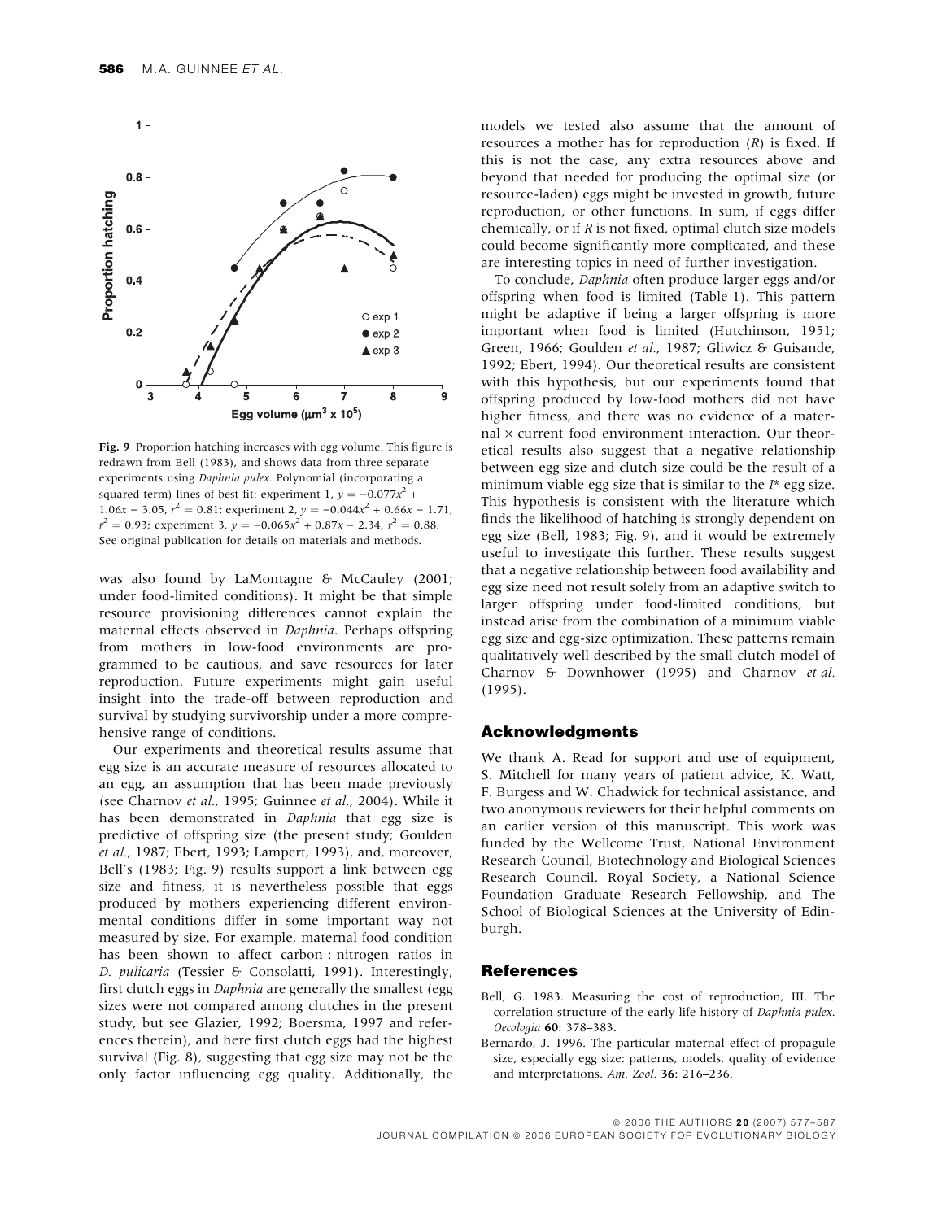1

0.8

0.6

0.4

0.2

0

Proportion hatching

3 4 5 6 7 8 9

Egg volume ($\mu m^3 \times 10^5$)

○ exp 1

● exp 2

▲ exp 3

**Fig. 9** Proportion hatching increases with egg volume. This figure is redrawn from Bell (1983), and shows data from three separate experiments using *Daphnia pulex*. Polynomial (incorporating a squared term) lines of best fit: experiment 1, $y = -0.077x^2 + 1.06x - 3.05$, $r^2 = 0.81$; experiment 2, $y = -0.044x^2 + 0.66x - 1.71$, $r^2 = 0.93$; experiment 3, $y = -0.065x^2 + 0.87x - 2.34$, $r^2 = 0.88$. See original publication for details on materials and methods.

was also found by LaMontagne & McCauley (2001; under food-limited conditions). It might be that simple resource provisioning differences cannot explain the maternal effects observed in *Daphnia*. Perhaps offspring from mothers in low-food environments are programmed to be cautious, and save resources for later reproduction. Future experiments might gain useful insight into the trade-off between reproduction and survival by studying survivorship under a more comprehensive range of conditions.

Our experiments and theoretical results assume that egg size is an accurate measure of resources allocated to an egg, an assumption that has been made previously (see Charnov *et al.*, 1995; Guinnee *et al.*, 2004). While it has been demonstrated in *Daphnia* that egg size is predictive of offspring size (the present study; Goulden *et al.*, 1987; Ebert, 1993; Lampert, 1993), and, moreover, Bell's (1983; Fig. 9) results support a link between egg size and fitness, it is nevertheless possible that eggs produced by mothers experiencing different environmental conditions differ in some important way not measured by size. For example, maternal food condition has been shown to affect carbon : nitrogen ratios in *D. pulicaria* (Tessier & Consolatti, 1991). Interestingly, first clutch eggs in *Daphnia* are generally the smallest (egg sizes were not compared among clutches in the present study, but see Glazier, 1992; Boersma, 1997 and references therein), and here first clutch eggs had the highest survival (Fig. 8), suggesting that egg size may not be the only factor influencing egg quality. Additionally, the models we tested also assume that the amount of resources a mother has for reproduction ($R$) is fixed. If this is not the case, any extra resources above and beyond that needed for producing the optimal size (or resource-laden) eggs might be invested in growth, future reproduction, or other functions. In sum, if eggs differ chemically, or if $R$ is not fixed, optimal clutch size models could become significantly more complicated, and these are interesting topics in need of further investigation.

To conclude, *Daphnia* often produce larger eggs and/or offspring when food is limited (Table 1). This pattern might be adaptive if being a larger offspring is more important when food is limited (Hutchinson, 1951; Green, 1966; Goulden *et al.*, 1987; Gliwicz & Guisande, 1992; Ebert, 1994). Our theoretical results are consistent with this hypothesis, but our experiments found that offspring produced by low-food mothers did not have higher fitness, and there was no evidence of a maternal × current food environment interaction. Our theoretical results also suggest that a negative relationship between egg size and clutch size could be the result of a minimum viable egg size that is similar to the $I^*$ egg size. This hypothesis is consistent with the literature which finds the likelihood of hatching is strongly dependent on egg size (Bell, 1983; Fig. 9), and it would be extremely useful to investigate this further. These results suggest that a negative relationship between food availability and egg size need not result solely from an adaptive switch to larger offspring under food-limited conditions, but instead arise from the combination of a minimum viable egg size and egg-size optimization. These patterns remain qualitatively well described by the small clutch model of Charnov & Downhower (1995) and Charnov *et al.* (1995).

## Acknowledgments

We thank A. Read for support and use of equipment, S. Mitchell for many years of patient advice, K. Watt, F. Burgess and W. Chadwick for technical assistance, and two anonymous reviewers for their helpful comments on an earlier version of this manuscript. This work was funded by the Wellcome Trust, National Environment Research Council, Biotechnology and Biological Sciences Research Council, Royal Society, a National Science Foundation Graduate Research Fellowship, and The School of Biological Sciences at the University of Edinburgh.

## References

Bell, G. 1983. Measuring the cost of reproduction, III. The correlation structure of the early life history of *Daphnia pulex*. *Oecologia* **60**: 378–383.

Bernardo, J. 1996. The particular maternal effect of propagule size, especially egg size: patterns, models, quality of evidence and interpretations. *Am. Zool.* **36**: 216–236.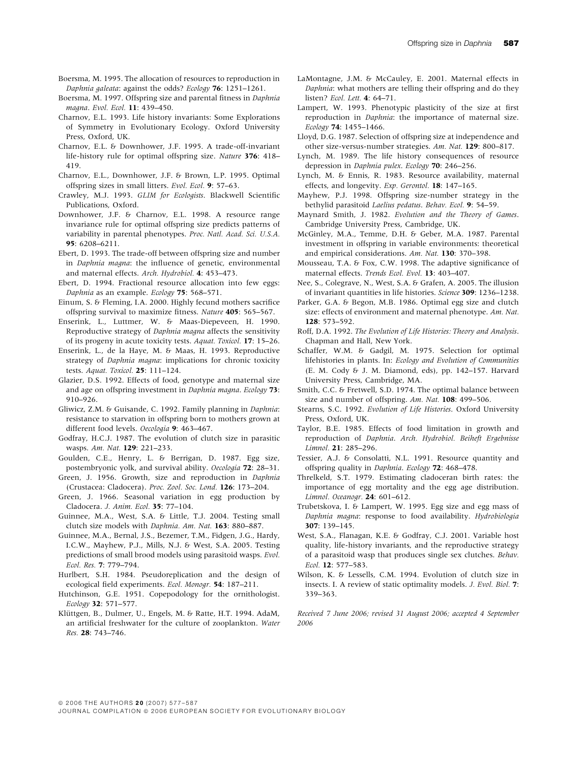Boersma, M. 1995. The allocation of resources to reproduction in *Daphnia galeata*: against the odds? *Ecology* **76**: 1251–1261.

Boersma, M. 1997. Offspring size and parental fitness in *Daphnia magna*. *Evol. Ecol.* **11**: 439–450.

Charnov, E.L. 1993. Life history invariants: Some Explorations of Symmetry in Evolutionary Ecology. Oxford University Press, Oxford, UK.

Charnov, E.L. & Downhower, J.F. 1995. A trade-off-invariant life-history rule for optimal offspring size. *Nature* **376**: 418–419.

Charnov, E.L., Downhower, J.F. & Brown, L.P. 1995. Optimal offspring sizes in small litters. *Evol. Ecol.* **9**: 57–63.

Crawley, M.J. 1993. *GLIM for Ecologists*. Blackwell Scientific Publications, Oxford.

Downhower, J.F. & Charnov, E.L. 1998. A resource range invariance rule for optimal offspring size predicts patterns of variability in parental phenotypes. *Proc. Natl. Acad. Sci. U.S.A.* **95**: 6208–6211.

Ebert, D. 1993. The trade-off between offspring size and number in *Daphnia magna*: the influence of genetic, environmental and maternal effects. *Arch. Hydrobiol.* **4**: 453–473.

Ebert, D. 1994. Fractional resource allocation into few eggs: *Daphnia* as an example. *Ecology* **75**: 568–571.

Einum, S. & Fleming, I.A. 2000. Highly fecund mothers sacrifice offspring survival to maximize fitness. *Nature* **405**: 565–567.

Enserink, L., Luttmer, W. & Maas-Diepeveen, H. 1990. Reproductive strategy of *Daphnia magna* affects the sensitivity of its progeny in acute toxicity tests. *Aquat. Toxicol.* **17**: 15–26.

Enserink, L., de la Haye, M. & Maas, H. 1993. Reproductive strategy of *Daphnia magna*: implications for chronic toxicity tests. *Aquat. Toxicol.* **25**: 111–124.

Glazier, D.S. 1992. Effects of food, genotype and maternal size and age on offspring investment in *Daphnia magna*. *Ecology* **73**: 910–926.

Gliwicz, Z.M. & Guisande, C. 1992. Family planning in *Daphnia*: resistance to starvation in offspring born to mothers grown at different food levels. *Oecologia* **9**: 463–467.

Godfray, H.C.J. 1987. The evolution of clutch size in parasitic wasps. *Am. Nat.* **129**: 221–233.

Goulden, C.E., Henry, L. & Berrigan, D. 1987. Egg size, postembryonic yolk, and survival ability. *Oecologia* **72**: 28–31.

Green, J. 1956. Growth, size and reproduction in *Daphnia* (Crustacea: Cladocera). *Proc. Zool. Soc. Lond.* **126**: 173–204.

Green, J. 1966. Seasonal variation in egg production by Cladocera. *J. Anim. Ecol.* **35**: 77–104.

Guinnee, M.A., West, S.A. & Little, T.J. 2004. Testing small clutch size models with *Daphnia*. *Am. Nat.* **163**: 880–887.

Guinnee, M.A., Bernal, J.S., Bezemer, T.M., Fidgen, J.G., Hardy, I.C.W., Mayhew, P.J., Mills, N.J. & West, S.A. 2005. Testing predictions of small brood models using parasitoid wasps. *Evol. Ecol. Res.* **7**: 779–794.

Hurlbert, S.H. 1984. Pseudoreplication and the design of ecological field experiments. *Ecol. Monogr.* **54**: 187–211.

Hutchinson, G.E. 1951. Copepodology for the ornithologist. *Ecology* **32**: 571–577.

Klüttgen, B., Dulmer, U., Engels, M. & Ratte, H.T. 1994. AdaM, an artificial freshwater for the culture of zooplankton. *Water Res.* **28**: 743–746.

LaMontagne, J.M. & McCauley, E. 2001. Maternal effects in *Daphnia*: what mothers are telling their offspring and do they listen? *Ecol. Lett.* **4**: 64–71.

Lampert, W. 1993. Phenotypic plasticity of the size at first reproduction in *Daphnia*: the importance of maternal size. *Ecology* **74**: 1455–1466.

Lloyd, D.G. 1987. Selection of offspring size at independence and other size-versus-number strategies. *Am. Nat.* **129**: 800–817.

Lynch, M. 1989. The life history consequences of resource depression in *Daphnia pulex*. *Ecology* **70**: 246–256.

Lynch, M. & Ennis, R. 1983. Resource availability, maternal effects, and longevity. *Exp. Gerontol.* **18**: 147–165.

Mayhew, P.J. 1998. Offspring size-number strategy in the bethylid parasitoid *Laelius pedatus*. *Behav. Ecol.* **9**: 54–59.

Maynard Smith, J. 1982. *Evolution and the Theory of Games*. Cambridge University Press, Cambridge, UK.

McGinley, M.A., Temme, D.H. & Geber, M.A. 1987. Parental investment in offspring in variable environments: theoretical and empirical considerations. *Am. Nat.* **130**: 370–398.

Mousseau, T.A. & Fox, C.W. 1998. The adaptive significance of maternal effects. *Trends Ecol. Evol.* **13**: 403–407.

Nee, S., Colegrave, N., West, S.A. & Grafen, A. 2005. The illusion of invariant quantities in life histories. *Science* **309**: 1236–1238.

Parker, G.A. & Begon, M.B. 1986. Optimal egg size and clutch size: effects of environment and maternal phenotype. *Am. Nat.* **128**: 573–592.

Roff, D.A. 1992. *The Evolution of Life Histories: Theory and Analysis*. Chapman and Hall, New York.

Schaffer, W.M. & Gadgil, M. 1975. Selection for optimal lifehistories in plants. In: *Ecology and Evolution of Communities* (E. M. Cody & J. M. Diamond, eds), pp. 142–157. Harvard University Press, Cambridge, MA.

Smith, C.C. & Fretwell, S.D. 1974. The optimal balance between size and number of offspring. *Am. Nat.* **108**: 499–506.

Stearns, S.C. 1992. *Evolution of Life Histories*. Oxford University Press, Oxford, UK.

Taylor, B.E. 1985. Effects of food limitation in growth and reproduction of *Daphnia*. *Arch. Hydrobiol. Beiheft Ergebnisse Limnol.* **21**: 285–296.

Tessier, A.J. & Consolatti, N.L. 1991. Resource quantity and offspring quality in *Daphnia*. *Ecology* **72**: 468–478.

Threlkeld, S.T. 1979. Estimating cladoceran birth rates: the importance of egg mortality and the egg age distribution. *Limnol. Oceanogr.* **24**: 601–612.

Trubetskova, I. & Lampert, W. 1995. Egg size and egg mass of *Daphnia magna*: response to food availability. *Hydrobiologia* **307**: 139–145.

West, S.A., Flanagan, K.E. & Godfray, C.J. 2001. Variable host quality, life-history invariants, and the reproductive strategy of a parasitoid wasp that produces single sex clutches. *Behav. Ecol.* **12**: 577–583.

Wilson, K. & Lessells, C.M. 1994. Evolution of clutch size in insects. I. A review of static optimality models. *J. Evol. Biol.* **7**: 339–363.

*Received 7 June 2006; revised 31 August 2006; accepted 4 September 2006*